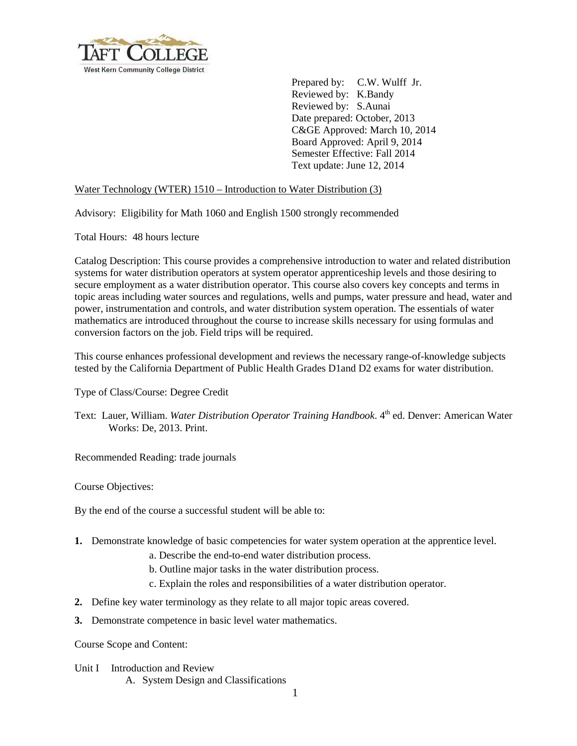TAFT COLLEGE
West Kern Community College District

Prepared by: C.W. Wulff Jr.
Reviewed by: K.Bandy
Reviewed by: S.Aunai
Date prepared: October, 2013
C&GE Approved: March 10, 2014
Board Approved: April 9, 2014
Semester Effective: Fall 2014
Text update: June 12, 2014

Water Technology (WTER) 1510 – Introduction to Water Distribution (3)

Advisory: Eligibility for Math 1060 and English 1500 strongly recommended

Total Hours: 48 hours lecture

Catalog Description: This course provides a comprehensive introduction to water and related distribution systems for water distribution operators at system operator apprenticeship levels and those desiring to secure employment as a water distribution operator. This course also covers key concepts and terms in topic areas including water sources and regulations, wells and pumps, water pressure and head, water and power, instrumentation and controls, and water distribution system operation. The essentials of water mathematics are introduced throughout the course to increase skills necessary for using formulas and conversion factors on the job. Field trips will be required.

This course enhances professional development and reviews the necessary range-of-knowledge subjects tested by the California Department of Public Health Grades D1and D2 exams for water distribution.

Type of Class/Course: Degree Credit

Text: Lauer, William. *Water Distribution Operator Training Handbook*. 4th ed. Denver: American Water Works: De, 2013. Print.

Recommended Reading: trade journals

Course Objectives:

By the end of the course a successful student will be able to:

1. Demonstrate knowledge of basic competencies for water system operation at the apprentice level.
   a. Describe the end-to-end water distribution process.
   b. Outline major tasks in the water distribution process.
   c. Explain the roles and responsibilities of a water distribution operator.
2. Define key water terminology as they relate to all major topic areas covered.
3. Demonstrate competence in basic level water mathematics.

Course Scope and Content:

Unit I Introduction and Review
   A. System Design and Classifications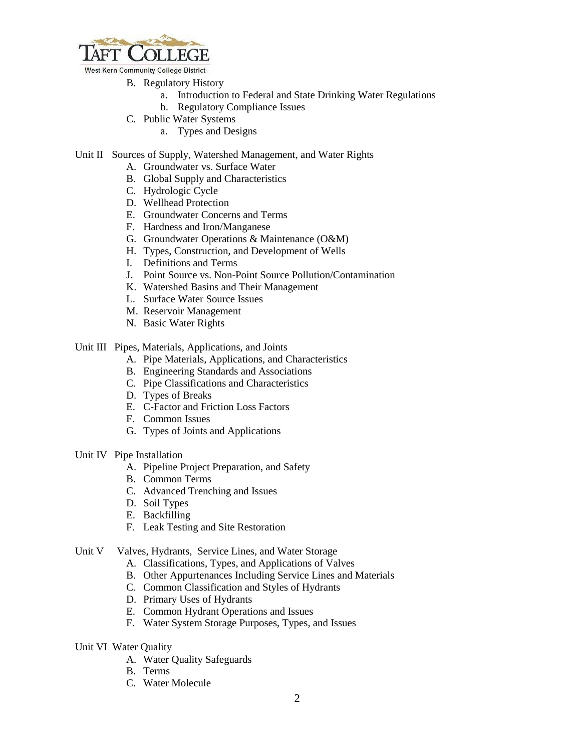- B. Regulatory History
  - a. Introduction to Federal and State Drinking Water Regulations
  - b. Regulatory Compliance Issues
- C. Public Water Systems
  - a. Types and Designs

Unit II Sources of Supply, Watershed Management, and Water Rights

- A. Groundwater vs. Surface Water
- B. Global Supply and Characteristics
- C. Hydrologic Cycle
- D. Wellhead Protection
- E. Groundwater Concerns and Terms
- F. Hardness and Iron/Manganese
- G. Groundwater Operations & Maintenance (O&M)
- H. Types, Construction, and Development of Wells
- I. Definitions and Terms
- J. Point Source vs. Non-Point Source Pollution/Contamination
- K. Watershed Basins and Their Management
- L. Surface Water Source Issues
- M. Reservoir Management
- N. Basic Water Rights

Unit III Pipes, Materials, Applications, and Joints

- A. Pipe Materials, Applications, and Characteristics
- B. Engineering Standards and Associations
- C. Pipe Classifications and Characteristics
- D. Types of Breaks
- E. C-Factor and Friction Loss Factors
- F. Common Issues
- G. Types of Joints and Applications

Unit IV Pipe Installation

- A. Pipeline Project Preparation, and Safety
- B. Common Terms
- C. Advanced Trenching and Issues
- D. Soil Types
- E. Backfilling
- F. Leak Testing and Site Restoration

Unit V Valves, Hydrants, Service Lines, and Water Storage

- A. Classifications, Types, and Applications of Valves
- B. Other Appurtenances Including Service Lines and Materials
- C. Common Classification and Styles of Hydrants
- D. Primary Uses of Hydrants
- E. Common Hydrant Operations and Issues
- F. Water System Storage Purposes, Types, and Issues

Unit VI Water Quality

- A. Water Quality Safeguards
- B. Terms
- C. Water Molecule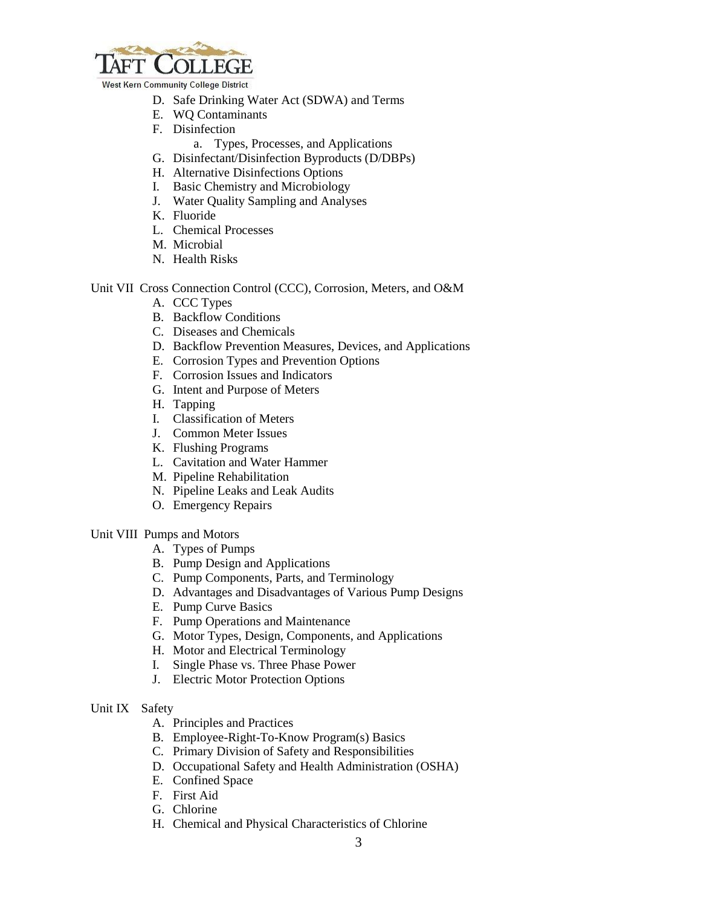D. Safe Drinking Water Act (SDWA) and Terms
E. WQ Contaminants
F. Disinfection
   a. Types, Processes, and Applications
G. Disinfectant/Disinfection Byproducts (D/DBPs)
H. Alternative Disinfections Options
I. Basic Chemistry and Microbiology
J. Water Quality Sampling and Analyses
K. Fluoride
L. Chemical Processes
M. Microbial
N. Health Risks

Unit VII Cross Connection Control (CCC), Corrosion, Meters, and O&M

A. CCC Types
B. Backflow Conditions
C. Diseases and Chemicals
D. Backflow Prevention Measures, Devices, and Applications
E. Corrosion Types and Prevention Options
F. Corrosion Issues and Indicators
G. Intent and Purpose of Meters
H. Tapping
I. Classification of Meters
J. Common Meter Issues
K. Flushing Programs
L. Cavitation and Water Hammer
M. Pipeline Rehabilitation
N. Pipeline Leaks and Leak Audits
O. Emergency Repairs

Unit VIII Pumps and Motors

A. Types of Pumps
B. Pump Design and Applications
C. Pump Components, Parts, and Terminology
D. Advantages and Disadvantages of Various Pump Designs
E. Pump Curve Basics
F. Pump Operations and Maintenance
G. Motor Types, Design, Components, and Applications
H. Motor and Electrical Terminology
I. Single Phase vs. Three Phase Power
J. Electric Motor Protection Options

Unit IX Safety

A. Principles and Practices
B. Employee-Right-To-Know Program(s) Basics
C. Primary Division of Safety and Responsibilities
D. Occupational Safety and Health Administration (OSHA)
E. Confined Space
F. First Aid
G. Chlorine
H. Chemical and Physical Characteristics of Chlorine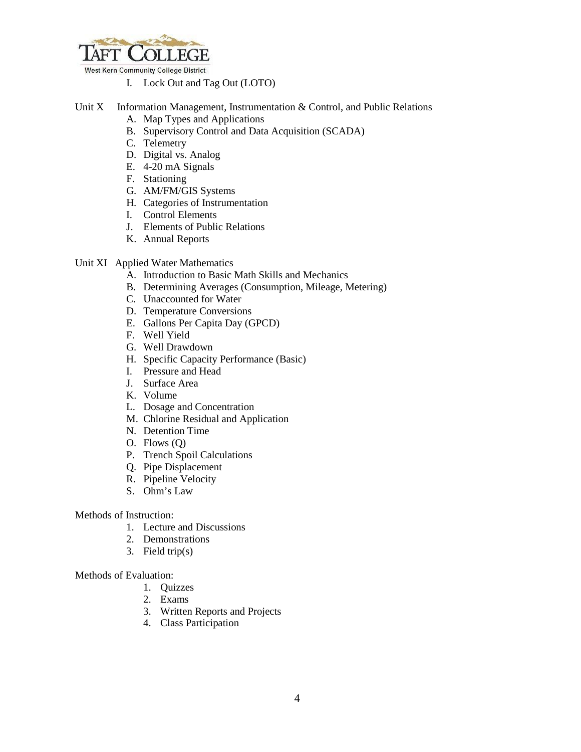I. Lock Out and Tag Out (LOTO)

Unit X Information Management, Instrumentation & Control, and Public Relations

A. Map Types and Applications
B. Supervisory Control and Data Acquisition (SCADA)
C. Telemetry
D. Digital vs. Analog
E. 4-20 mA Signals
F. Stationing
G. AM/FM/GIS Systems
H. Categories of Instrumentation
I. Control Elements
J. Elements of Public Relations
K. Annual Reports

Unit XI Applied Water Mathematics

A. Introduction to Basic Math Skills and Mechanics
B. Determining Averages (Consumption, Mileage, Metering)
C. Unaccounted for Water
D. Temperature Conversions
E. Gallons Per Capita Day (GPCD)
F. Well Yield
G. Well Drawdown
H. Specific Capacity Performance (Basic)
I. Pressure and Head
J. Surface Area
K. Volume
L. Dosage and Concentration
M. Chlorine Residual and Application
N. Detention Time
O. Flows (Q)
P. Trench Spoil Calculations
Q. Pipe Displacement
R. Pipeline Velocity
S. Ohm's Law

Methods of Instruction:

1. Lecture and Discussions
2. Demonstrations
3. Field trip(s)

Methods of Evaluation:

1. Quizzes
2. Exams
3. Written Reports and Projects
4. Class Participation